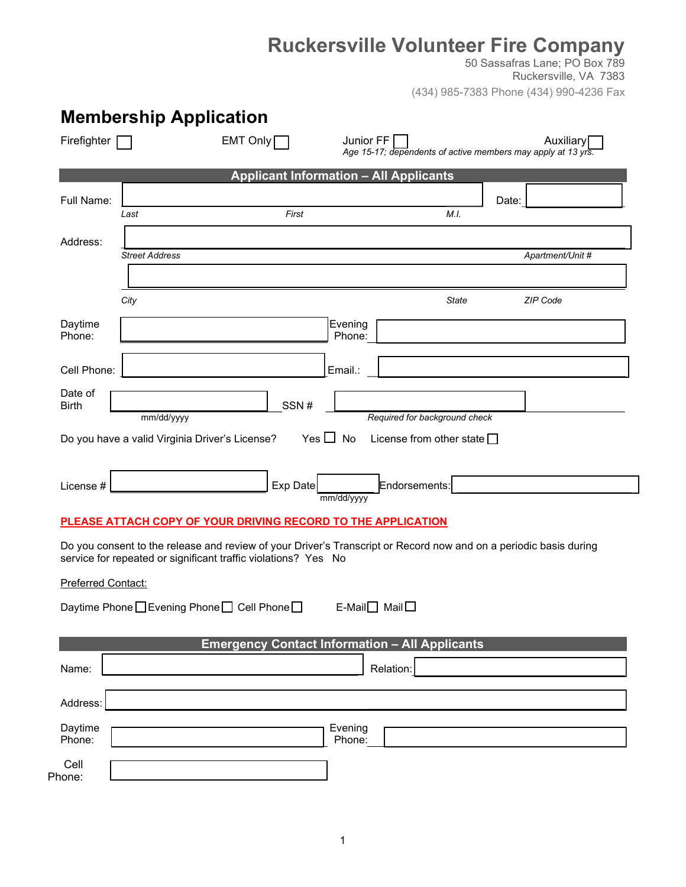# Ruckersville Volunteer Fire Company

50 Sassafras Lane; PO Box 789
Ruckersville, VA 7383

(434) 985-7383 Phone (434) 990-4236 Fax

## Membership Application

Firefighter ☐ EMT Only ☐ Junior FF ☐ Auxiliary ☐

*Age 15-17; dependents of active members may apply at 13 yrs.*

### Applicant Information – All Applicants

Full Name: ______________________________ Date: __________

*Last* *First* *M.I.*

Address: ______________________________

*Street Address* *Apartment/Unit #*

______________________________

*City* *State* *ZIP Code*

Daytime Phone: __________ Evening Phone: __________

Cell Phone: __________ Email.: __________

Date of Birth __________ SSN # __________

mm/dd/yyyy *Required for background check*

Do you have a valid Virginia Driver's License? Yes ☐ No License from other state ☐

License # __________ Exp Date __________ Endorsements: __________

mm/dd/yyyy

**PLEASE ATTACH COPY OF YOUR DRIVING RECORD TO THE APPLICATION**

Do you consent to the release and review of your Driver's Transcript or Record now and on a periodic basis during service for repeated or significant traffic violations? Yes No

Preferred Contact:

Daytime Phone ☐ Evening Phone ☐ Cell Phone ☐ E-Mail ☐ Mail ☐

### Emergency Contact Information – All Applicants

Name: __________ Relation: __________

Address: ______________________________

Daytime Phone: __________ Evening Phone: __________

Cell Phone: __________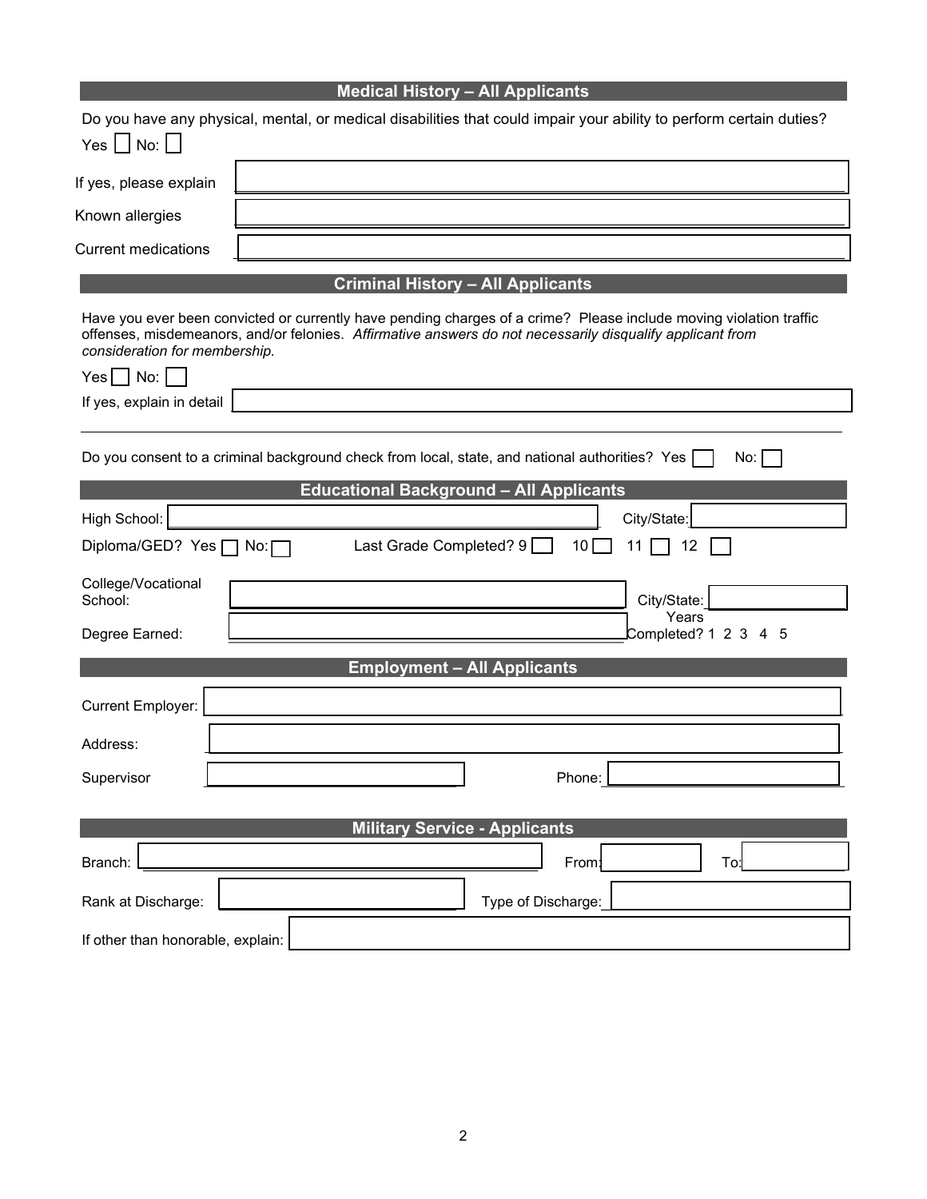## Medical History – All Applicants

Do you have any physical, mental, or medical disabilities that could impair your ability to perform certain duties?

Yes ☐ No: ☐

If yes, please explain

Known allergies

Current medications

## Criminal History – All Applicants

Have you ever been convicted or currently have pending charges of a crime? Please include moving violation traffic offenses, misdemeanors, and/or felonies. *Affirmative answers do not necessarily disqualify applicant from consideration for membership.*

Yes ☐ No: ☐

If yes, explain in detail

Do you consent to a criminal background check from local, state, and national authorities? Yes ☐ No: ☐

## Educational Background – All Applicants

High School: City/State:

Diploma/GED? Yes ☐ No: ☐ Last Grade Completed? 9 ☐ 10 ☐ 11 ☐ 12 ☐

College/Vocational School: City/State:

Degree Earned: Years Completed? 1 2 3 4 5

## Employment – All Applicants

Current Employer:

Address:

Supervisor Phone:

## Military Service - Applicants

Branch: From: To:

Rank at Discharge: Type of Discharge:

If other than honorable, explain: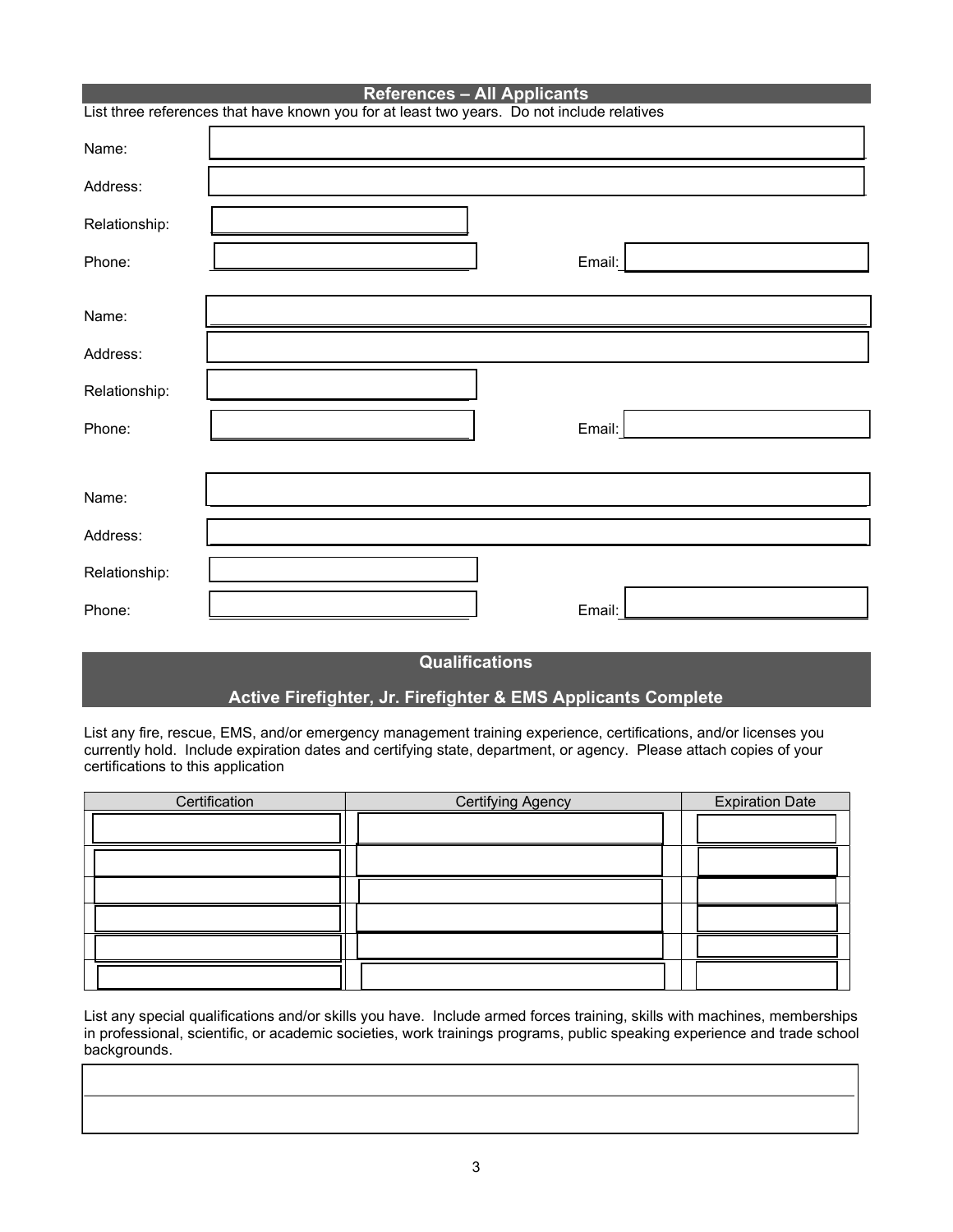## References – All Applicants

List three references that have known you for at least two years. Do not include relatives

Name:

Address:

Relationship:

Phone: Email:

Name:

Address:

Relationship:

Phone: Email:

Name:

Address:

Relationship:

Phone: Email:

## Qualifications

## Active Firefighter, Jr. Firefighter & EMS Applicants Complete

List any fire, rescue, EMS, and/or emergency management training experience, certifications, and/or licenses you currently hold. Include expiration dates and certifying state, department, or agency. Please attach copies of your certifications to this application

| Certification | Certifying Agency | Expiration Date |
| --- | --- | --- |
| | | |
| | | |
| | | |
| | | |
| | | |
| | | |

List any special qualifications and/or skills you have. Include armed forces training, skills with machines, memberships in professional, scientific, or academic societies, work trainings programs, public speaking experience and trade school backgrounds.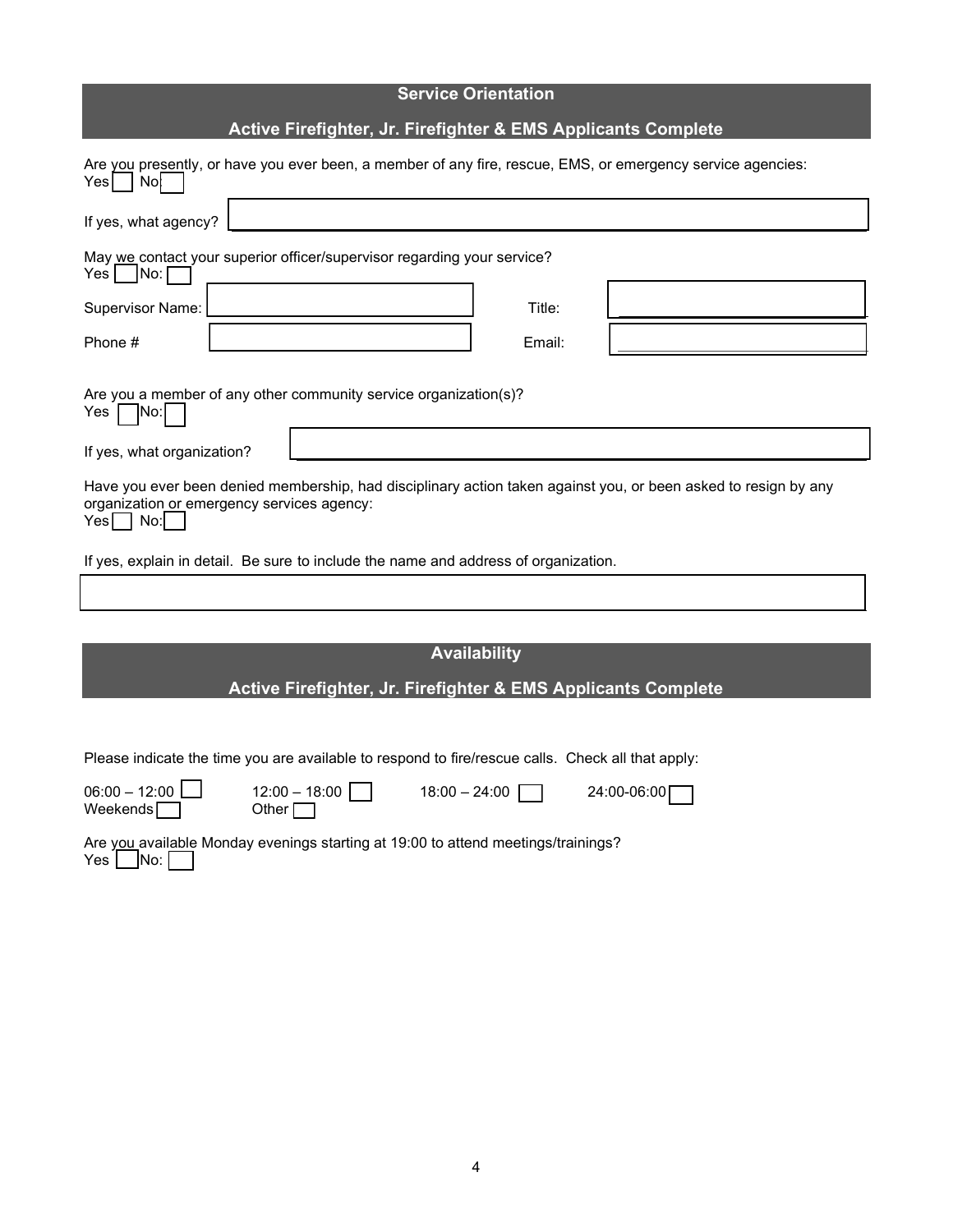## Service Orientation

### Active Firefighter, Jr. Firefighter & EMS Applicants Complete

Are you presently, or have you ever been, a member of any fire, rescue, EMS, or emergency service agencies:
Yes ☐ No ☐

If yes, what agency?

May we contact your superior officer/supervisor regarding your service?
Yes ☐ No: ☐

Supervisor Name: Title:

Phone # Email:

Are you a member of any other community service organization(s)?
Yes ☐ No: ☐

If yes, what organization?

Have you ever been denied membership, had disciplinary action taken against you, or been asked to resign by any organization or emergency services agency:
Yes ☐ No: ☐

If yes, explain in detail. Be sure to include the name and address of organization.

## Availability

### Active Firefighter, Jr. Firefighter & EMS Applicants Complete

Please indicate the time you are available to respond to fire/rescue calls. Check all that apply:

06:00 – 12:00 ☐ 12:00 – 18:00 ☐ 18:00 – 24:00 ☐ 24:00-06:00 ☐
Weekends ☐ Other ☐

Are you available Monday evenings starting at 19:00 to attend meetings/trainings?
Yes ☐ No: ☐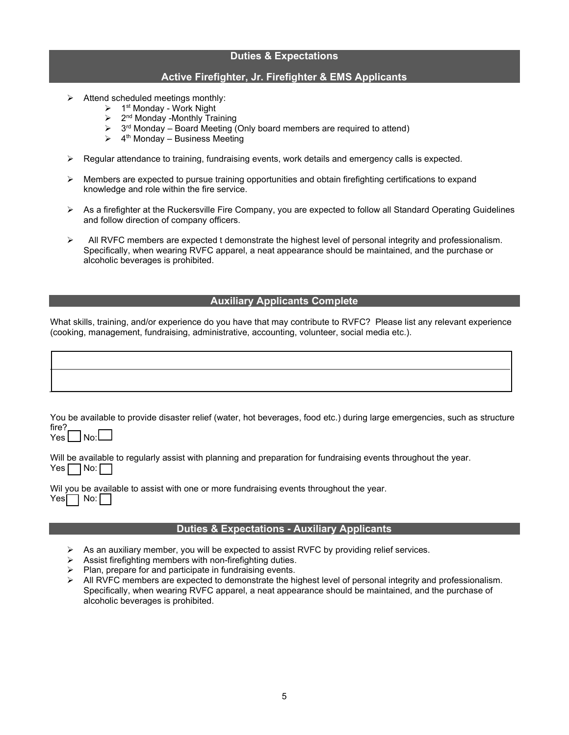## Duties & Expectations

## Active Firefighter, Jr. Firefighter & EMS Applicants

- Attend scheduled meetings monthly:
  - 1st Monday - Work Night
  - 2nd Monday -Monthly Training
  - 3rd Monday – Board Meeting (Only board members are required to attend)
  - 4th Monday – Business Meeting
- Regular attendance to training, fundraising events, work details and emergency calls is expected.
- Members are expected to pursue training opportunities and obtain firefighting certifications to expand knowledge and role within the fire service.
- As a firefighter at the Ruckersville Fire Company, you are expected to follow all Standard Operating Guidelines and follow direction of company officers.
- All RVFC members are expected t demonstrate the highest level of personal integrity and professionalism. Specifically, when wearing RVFC apparel, a neat appearance should be maintained, and the purchase or alcoholic beverages is prohibited.

## Auxiliary Applicants Complete

What skills, training, and/or experience do you have that may contribute to RVFC? Please list any relevant experience (cooking, management, fundraising, administrative, accounting, volunteer, social media etc.).

| |
|---|
| |
| |

You be available to provide disaster relief (water, hot beverages, food etc.) during large emergencies, such as structure fire?
Yes ☐ No: ☐

Will be available to regularly assist with planning and preparation for fundraising events throughout the year.
Yes ☐ No: ☐

Wil you be available to assist with one or more fundraising events throughout the year.
Yes ☐ No: ☐

## Duties & Expectations - Auxiliary Applicants

- As an auxiliary member, you will be expected to assist RVFC by providing relief services.
- Assist firefighting members with non-firefighting duties.
- Plan, prepare for and participate in fundraising events.
- All RVFC members are expected to demonstrate the highest level of personal integrity and professionalism. Specifically, when wearing RVFC apparel, a neat appearance should be maintained, and the purchase of alcoholic beverages is prohibited.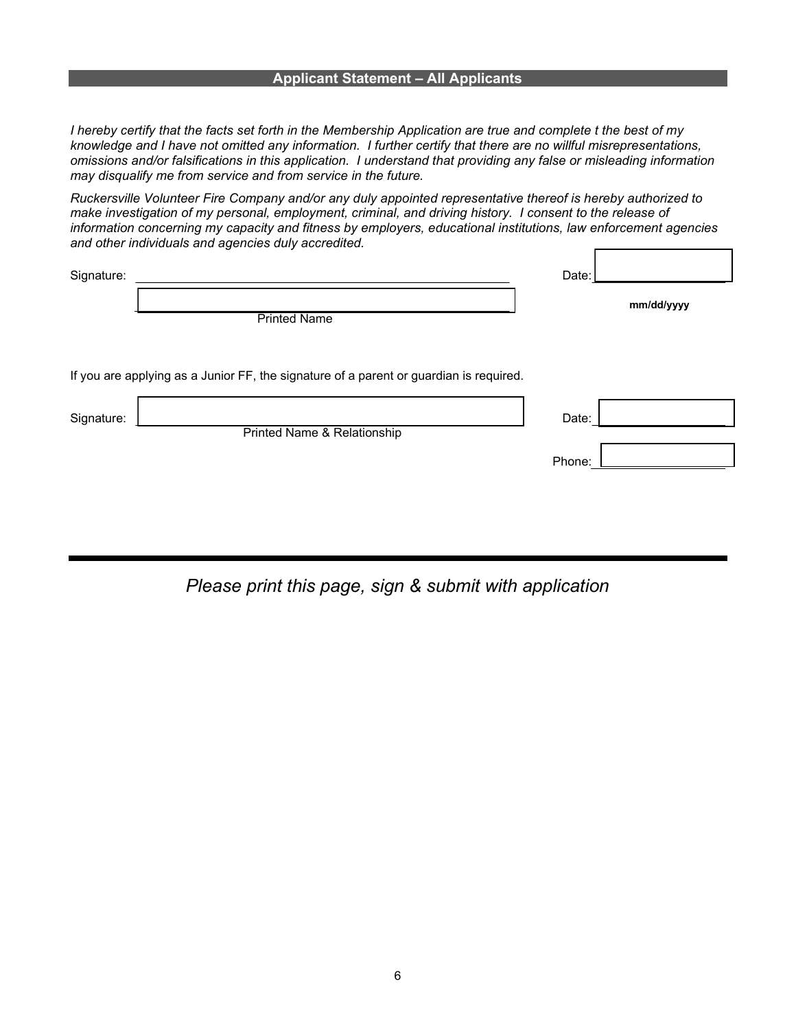## Applicant Statement – All Applicants

*I hereby certify that the facts set forth in the Membership Application are true and complete t the best of my knowledge and I have not omitted any information. I further certify that there are no willful misrepresentations, omissions and/or falsifications in this application. I understand that providing any false or misleading information may disqualify me from service and from service in the future.*

*Ruckersville Volunteer Fire Company and/or any duly appointed representative thereof is hereby authorized to make investigation of my personal, employment, criminal, and driving history. I consent to the release of information concerning my capacity and fitness by employers, educational institutions, law enforcement agencies and other individuals and agencies duly accredited.*

Signature: ______________________________________________ Date: __________________

______________________________________________ **mm/dd/yyyy**

Printed Name

If you are applying as a Junior FF, the signature of a parent or guardian is required.

Signature: ______________________________________________ Date: __________________

Printed Name & Relationship

Phone: __________________

*Please print this page, sign & submit with application*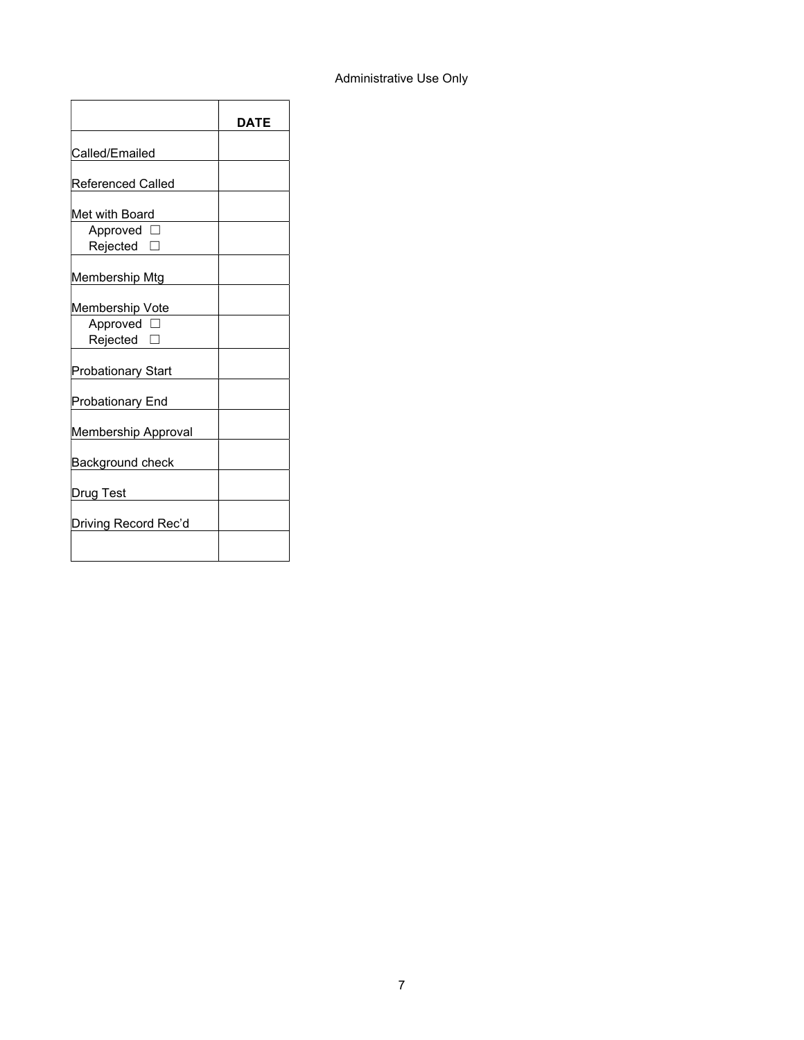Administrative Use Only

| | DATE |
|---|---|
| Called/Emailed | |
| Referenced Called | |
| Met with Board | |
| Approved ☐<br>Rejected ☐ | |
| Membership Mtg | |
| Membership Vote | |
| Approved ☐<br>Rejected ☐ | |
| Probationary Start | |
| Probationary End | |
| Membership Approval | |
| Background check | |
| Drug Test | |
| Driving Record Rec’d | |
| | |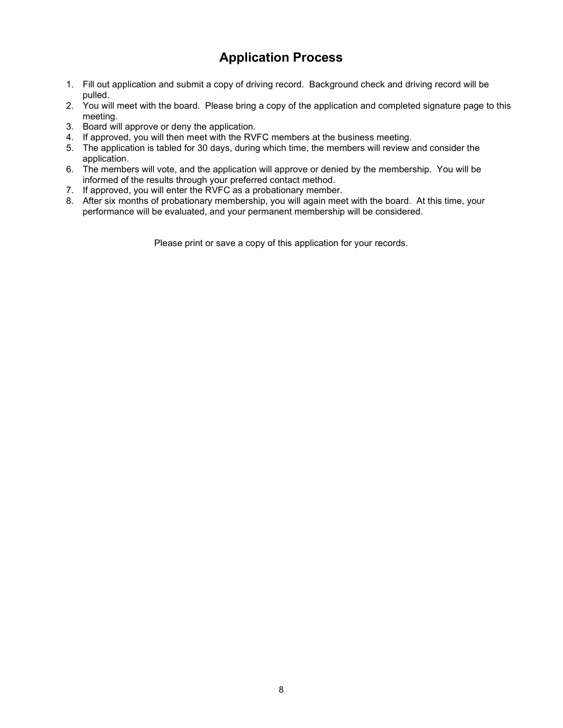# Application Process

1. Fill out application and submit a copy of driving record. Background check and driving record will be pulled.
2. You will meet with the board. Please bring a copy of the application and completed signature page to this meeting.
3. Board will approve or deny the application.
4. If approved, you will then meet with the RVFC members at the business meeting.
5. The application is tabled for 30 days, during which time, the members will review and consider the application.
6. The members will vote, and the application will approve or denied by the membership. You will be informed of the results through your preferred contact method.
7. If approved, you will enter the RVFC as a probationary member.
8. After six months of probationary membership, you will again meet with the board. At this time, your performance will be evaluated, and your permanent membership will be considered.

Please print or save a copy of this application for your records.